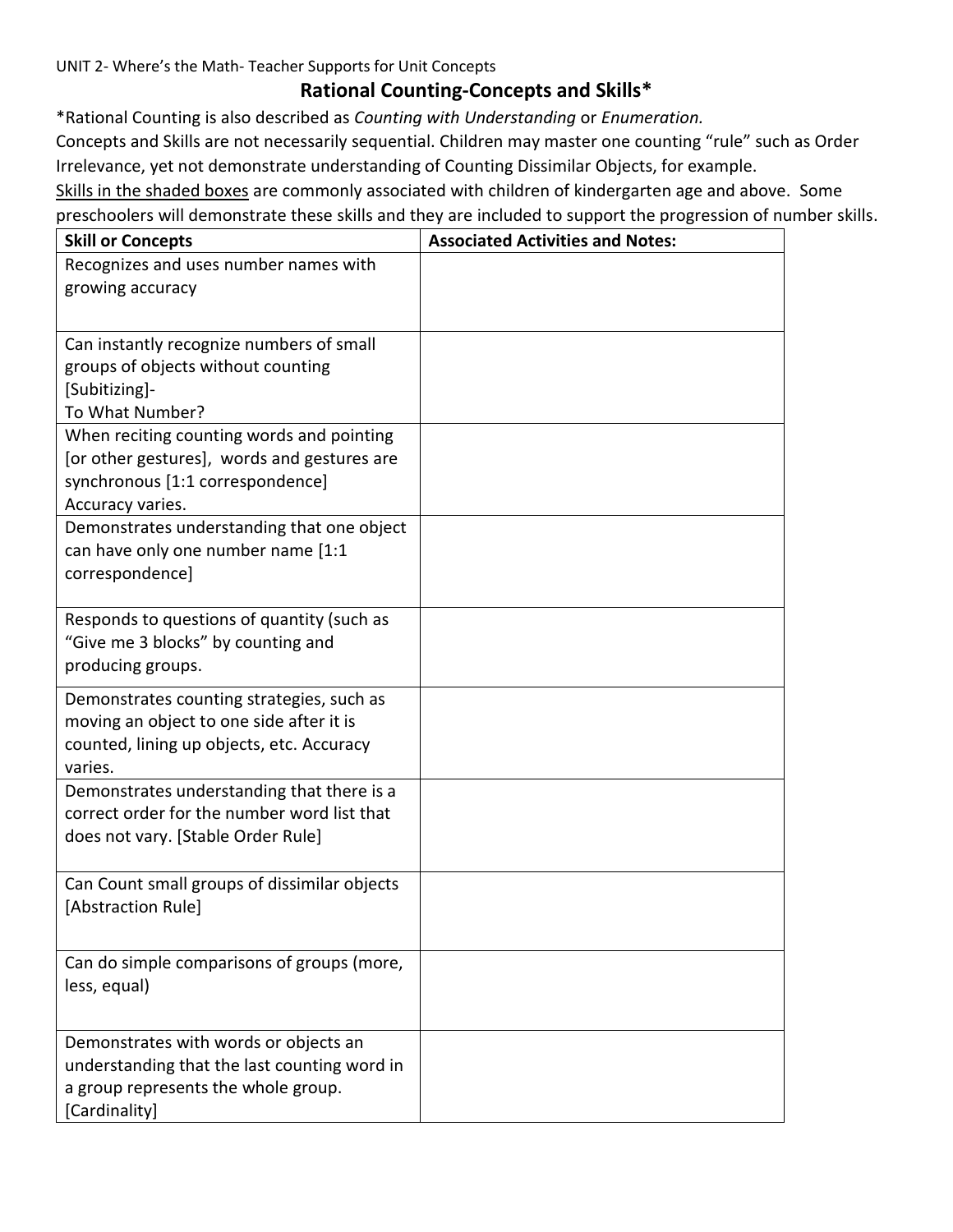UNIT 2- Where's the Math- Teacher Supports for Unit Concepts

# Rational Counting-Concepts and Skills*

*Rational Counting is also described as *Counting with Understanding* or *Enumeration.*

Concepts and Skills are not necessarily sequential. Children may master one counting "rule" such as Order Irrelevance, yet not demonstrate understanding of Counting Dissimilar Objects, for example.

<u>Skills in the shaded boxes</u> are commonly associated with children of kindergarten age and above. Some preschoolers will demonstrate these skills and they are included to support the progression of number skills.

| Skill or Concepts | Associated Activities and Notes: |
|---|---|
| Recognizes and uses number names with growing accuracy | |
| Can instantly recognize numbers of small groups of objects without counting [Subitizing]- To What Number? | |
| When reciting counting words and pointing [or other gestures], words and gestures are synchronous [1:1 correspondence] Accuracy varies. | |
| Demonstrates understanding that one object can have only one number name [1:1 correspondence] | |
| Responds to questions of quantity (such as "Give me 3 blocks" by counting and producing groups. | |
| Demonstrates counting strategies, such as moving an object to one side after it is counted, lining up objects, etc. Accuracy varies. | |
| Demonstrates understanding that there is a correct order for the number word list that does not vary. [Stable Order Rule] | |
| Can Count small groups of dissimilar objects [Abstraction Rule] | |
| Can do simple comparisons of groups (more, less, equal) | |
| Demonstrates with words or objects an understanding that the last counting word in a group represents the whole group. [Cardinality] | |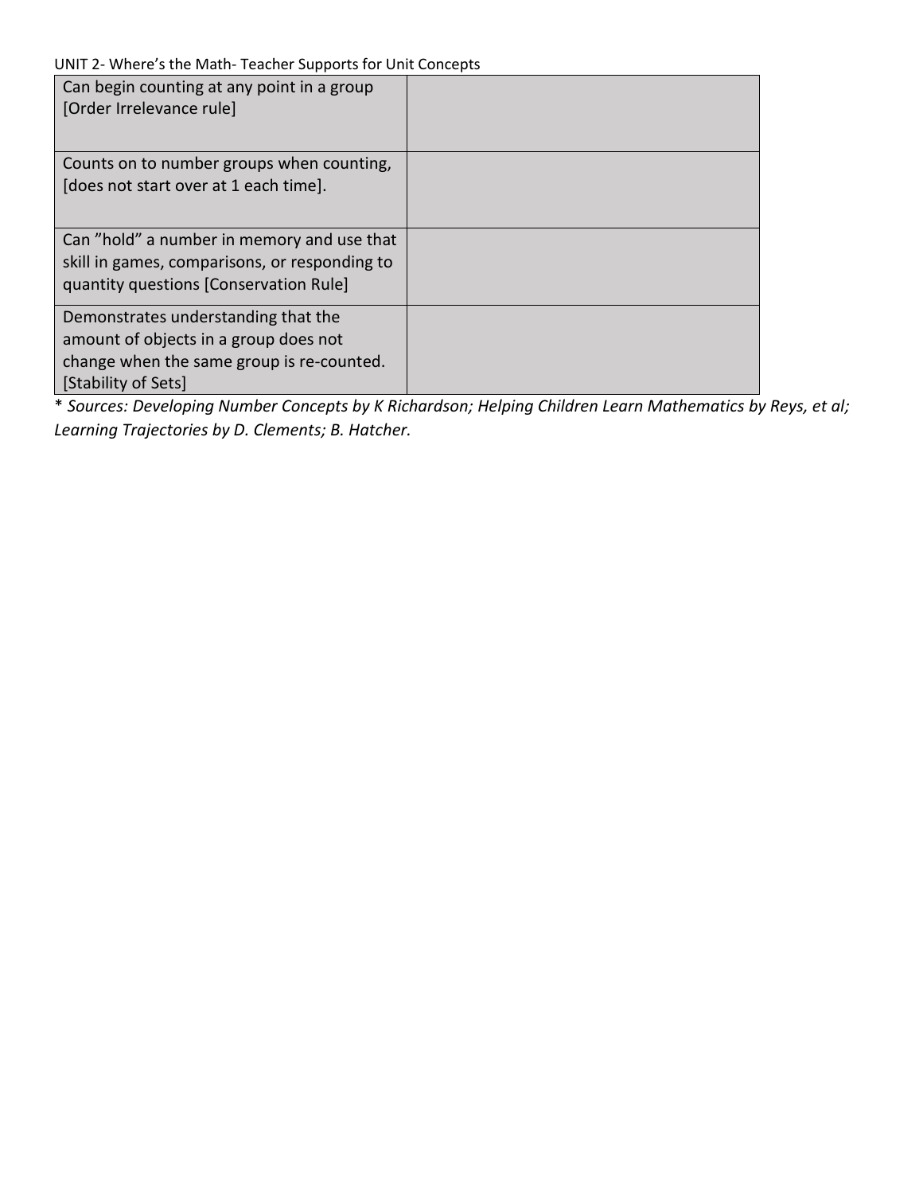UNIT 2- Where’s the Math- Teacher Supports for Unit Concepts

| | |
|---|---|
| Can begin counting at any point in a group [Order Irrelevance rule] | |
| Counts on to number groups when counting, [does not start over at 1 each time]. | |
| Can ”hold” a number in memory and use that skill in games, comparisons, or responding to quantity questions [Conservation Rule] | |
| Demonstrates understanding that the amount of objects in a group does not change when the same group is re-counted. [Stability of Sets] | |

* *Sources: Developing Number Concepts by K Richardson; Helping Children Learn Mathematics by Reys, et al; Learning Trajectories by D. Clements; B. Hatcher.*